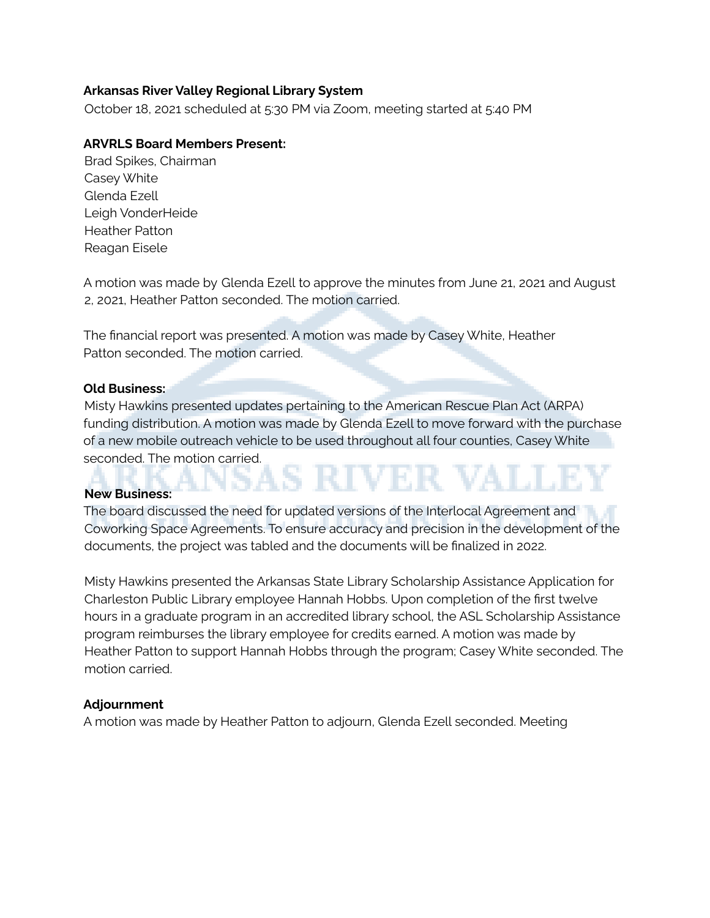**Arkansas River Valley Regional Library System**

October 18, 2021 scheduled at 5:30 PM via Zoom, meeting started at 5:40 PM

**ARVRLS Board Members Present:**

Brad Spikes, Chairman
Casey White
Glenda Ezell
Leigh VonderHeide
Heather Patton
Reagan Eisele

A motion was made by Glenda Ezell to approve the minutes from June 21, 2021 and August 2, 2021, Heather Patton seconded. The motion carried.

The financial report was presented. A motion was made by Casey White, Heather Patton seconded. The motion carried.

**Old Business:**

Misty Hawkins presented updates pertaining to the American Rescue Plan Act (ARPA) funding distribution. A motion was made by Glenda Ezell to move forward with the purchase of a new mobile outreach vehicle to be used throughout all four counties, Casey White seconded. The motion carried.

**New Business:**

The board discussed the need for updated versions of the Interlocal Agreement and Coworking Space Agreements. To ensure accuracy and precision in the development of the documents, the project was tabled and the documents will be finalized in 2022.

Misty Hawkins presented the Arkansas State Library Scholarship Assistance Application for Charleston Public Library employee Hannah Hobbs. Upon completion of the first twelve hours in a graduate program in an accredited library school, the ASL Scholarship Assistance program reimburses the library employee for credits earned. A motion was made by Heather Patton to support Hannah Hobbs through the program; Casey White seconded. The motion carried.

**Adjournment**

A motion was made by Heather Patton to adjourn, Glenda Ezell seconded. Meeting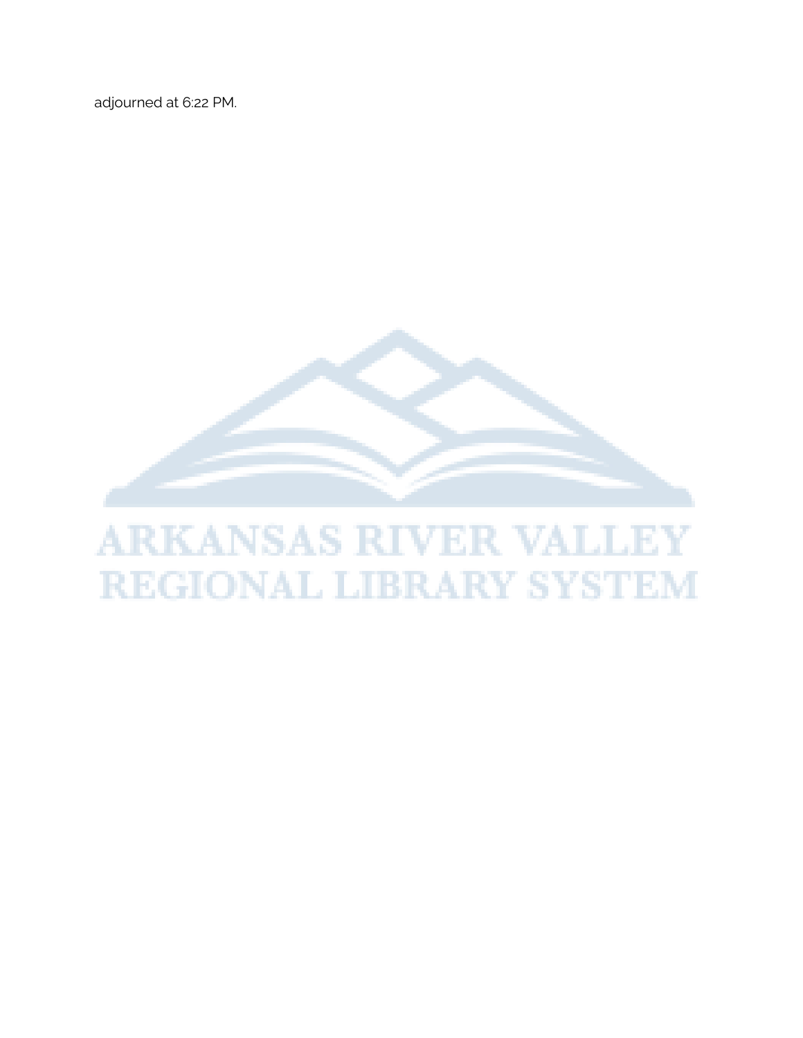adjourned at 6:22 PM.